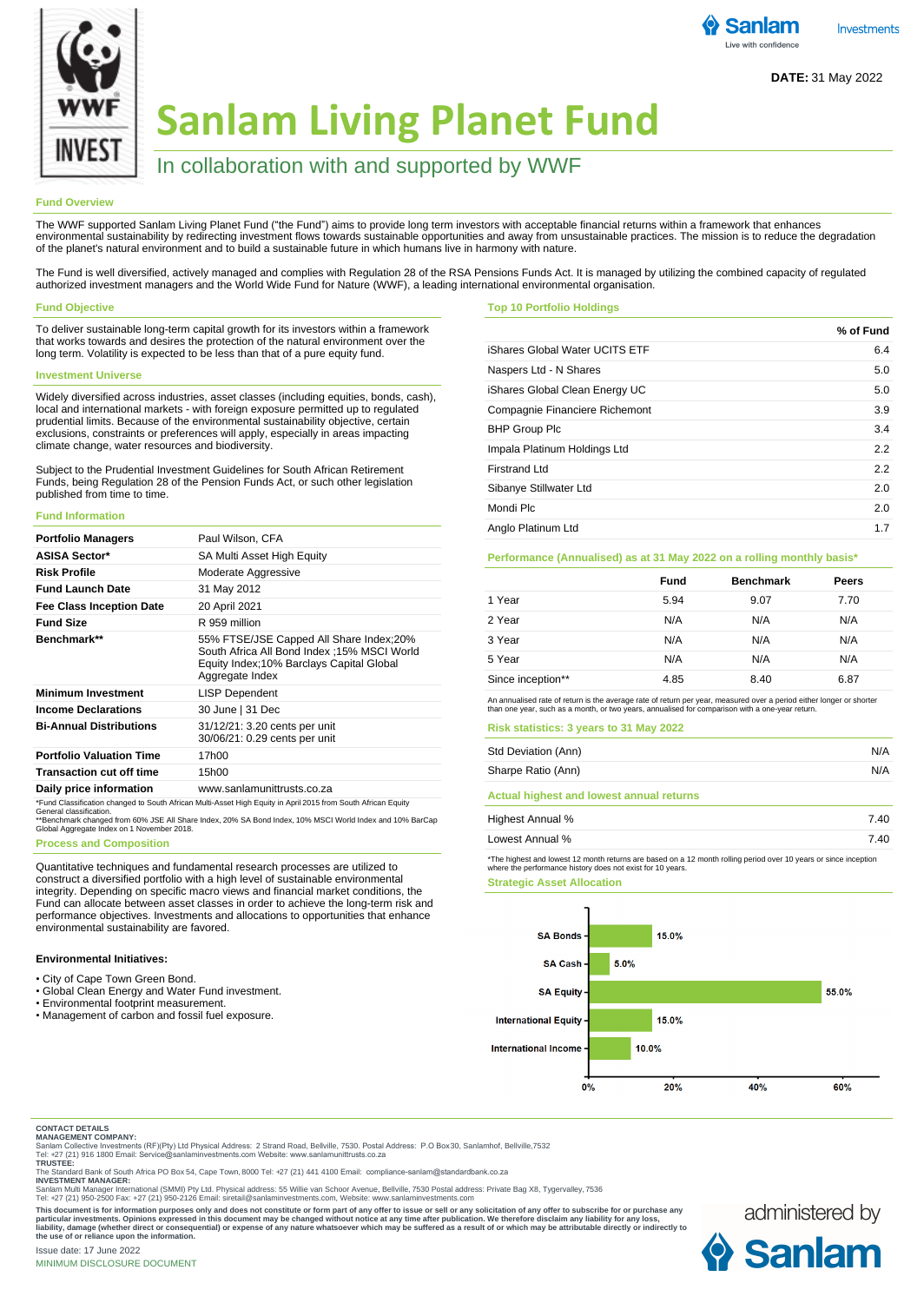DATE: 31 May 2022

# Sanlam Living Planet Fund

## In collaboration with and supported by WWF

### Fund Overview

The WWF supported Sanlam Living Planet Fund ("the Fund") aims to provide long term investors with acceptable financial returns within a framework that enhances environmental sustainability by redirecting investment flows towards sustainable opportunities and away from unsustainable practices. The mission is to reduce the degradation of the planet's natural environment and to build a sustainable future in which humans live in harmony with nature.

The Fund is well diversified, actively managed and complies with Regulation 28 of the RSA Pensions Funds Act. It is managed by utilizing the combined capacity of regulated authorized investment managers and the World Wide Fund for Nature (WWF), a leading international environmental organisation.

### Fund Objective

To deliver sustainable long-term capital growth for its investors within a framework that works towards and desires the protection of the natural environment over the long term. Volatility is expected to be less than that of a pure equity fund.

### Investment Universe

Widely diversified across industries, asset classes (including equities, bonds, cash), local and international markets - with foreign exposure permitted up to regulated prudential limits. Because of the environmental sustainability objective, certain exclusions, constraints or preferences will apply, especially in areas impacting climate change, water resources and biodiversity.

Subject to the Prudential Investment Guidelines for South African Retirement Funds, being Regulation 28 of the Pension Funds Act, or such other legislation published from time to time.

### Fund Information

| | |
|---|---|
| **Portfolio Managers** | Paul Wilson, CFA |
| **ASISA Sector*** | SA Multi Asset High Equity |
| **Risk Profile** | Moderate Aggressive |
| **Fund Launch Date** | 31 May 2012 |
| **Fee Class Inception Date** | 20 April 2021 |
| **Fund Size** | R 959 million |
| **Benchmark**** | 55% FTSE/JSE Capped All Share Index;20% South Africa All Bond Index ;15% MSCI World Equity Index;10% Barclays Capital Global Aggregate Index |
| **Minimum Investment** | LISP Dependent |
| **Income Declarations** | 30 June \| 31 Dec |
| **Bi-Annual Distributions** | 31/12/21: 3.20 cents per unit<br>30/06/21: 0.29 cents per unit |
| **Portfolio Valuation Time** | 17h00 |
| **Transaction cut off time** | 15h00 |
| **Daily price information** | www.sanlamunittrusts.co.za |

*Fund Classification changed to South African Multi-Asset High Equity in April 2015 from South African Equity General classification.
**Benchmark changed from 60% JSE All Share Index, 20% SA Bond Index, 10% MSCI World Index and 10% BarCap Global Aggregate Index on 1 November 2018.

### Process and Composition

Quantitative techniques and fundamental research processes are utilized to construct a diversified portfolio with a high level of sustainable environmental integrity. Depending on specific macro views and financial market conditions, the Fund can allocate between asset classes in order to achieve the long-term risk and performance objectives. Investments and allocations to opportunities that enhance environmental sustainability are favored.

**Environmental Initiatives:**

- City of Cape Town Green Bond.
- Global Clean Energy and Water Fund investment.
- Environmental footprint measurement.
- Management of carbon and fossil fuel exposure.

### Top 10 Portfolio Holdings

| | % of Fund |
|---|---|
| iShares Global Water UCITS ETF | 6.4 |
| Naspers Ltd - N Shares | 5.0 |
| iShares Global Clean Energy UC | 5.0 |
| Compagnie Financiere Richemont | 3.9 |
| BHP Group Plc | 3.4 |
| Impala Platinum Holdings Ltd | 2.2 |
| Firstrand Ltd | 2.2 |
| Sibanye Stillwater Ltd | 2.0 |
| Mondi Plc | 2.0 |
| Anglo Platinum Ltd | 1.7 |

### Performance (Annualised) as at 31 May 2022 on a rolling monthly basis*

| | Fund | Benchmark | Peers |
|---|---|---|---|
| 1 Year | 5.94 | 9.07 | 7.70 |
| 2 Year | N/A | N/A | N/A |
| 3 Year | N/A | N/A | N/A |
| 5 Year | N/A | N/A | N/A |
| Since inception** | 4.85 | 8.40 | 6.87 |

An annualised rate of return is the average rate of return per year, measured over a period either longer or shorter than one year, such as a month, or two years, annualised for comparison with a one-year return.

### Risk statistics: 3 years to 31 May 2022

| | |
|---|---|
| Std Deviation (Ann) | N/A |
| Sharpe Ratio (Ann) | N/A |

### Actual highest and lowest annual returns

| | |
|---|---|
| Highest Annual % | 7.40 |
| Lowest Annual % | 7.40 |

*The highest and lowest 12 month returns are based on a 12 month rolling period over 10 years or since inception where the performance history does not exist for 10 years.

### Strategic Asset Allocation

| Asset Class | Allocation |
|---|---|
| SA Bonds | 15.0% |
| SA Cash | 5.0% |
| SA Equity | 55.0% |
| International Equity | 15.0% |
| International Income | 10.0% |

**CONTACT DETAILS**
**MANAGEMENT COMPANY:**
Sanlam Collective Investments (RF)(Pty) Ltd Physical Address: 2 Strand Road, Bellville, 7530. Postal Address: P.O Box30, Sanlamhof, Bellville,7532
Tel: +27 (21) 916 1800 Email: Service@sanlaminvestments.com Website: www.sanlamunittrusts.co.za
**TRUSTEE:**
The Standard Bank of South Africa PO Box 54, Cape Town, 8000 Tel: +27 (21) 441 4100 Email: compliance-sanlam@standardbank.co.za
**INVESTMENT MANAGER:**
Sanlam Multi Manager International (SMMI) Pty Ltd. Physical address: 55 Willie van Schoor Avenue, Bellville, 7530 Postal address: Private Bag X8, Tygervalley, 7536
Tel: +27 (21) 950-2500 Fax: +27 (21) 950-2126 Email: siretail@sanlaminvestments.com, Website: www.sanlaminvestments.com

**This document is for information purposes only and does not constitute or form part of any offer to issue or sell or any solicitation of any offer to subscribe for or purchase any particular investments. Opinions expressed in this document may be changed without notice at any time after publication. We therefore disclaim any liability for any loss, liability, damage (whether direct or consequential) or expense of any nature whatsoever which may be suffered as a result of or which may be attributable directly or indirectly to the use of or reliance upon the information.**

Issue date: 17 June 2022

MINIMUM DISCLOSURE DOCUMENT

administered by Sanlam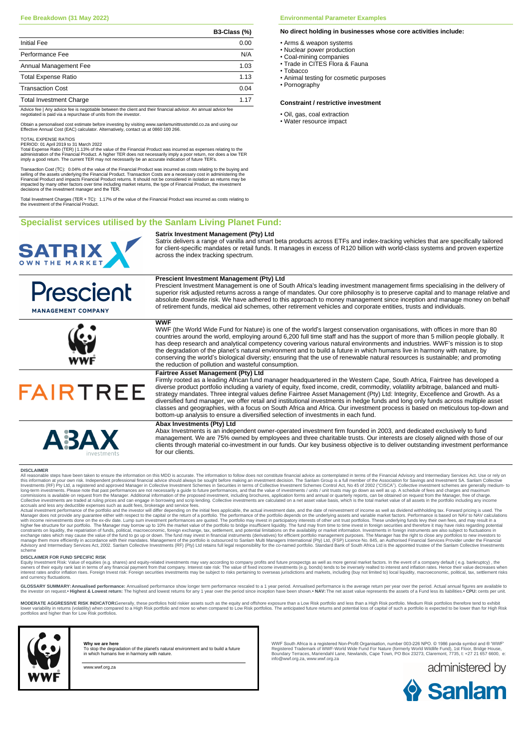## Fee Breakdown (31 May 2022)

| | B3-Class (%) |
|---|---|
| Initial Fee | 0.00 |
| Performance Fee | N/A |
| Annual Management Fee | 1.03 |
| Total Expense Ratio | 1.13 |
| Transaction Cost | 0.04 |
| Total Investment Charge | 1.17 |

Advice fee | Any advice fee is negotiable between the client and their financial advisor. An annual advice fee negotiated is paid via a repurchase of units from the investor.

Obtain a personalised cost estimate before investing by visiting www.sanlamunittrustsmdd.co.za and using our Effective Annual Cost (EAC) calculator. Alternatively, contact us at 0860 100 266.

TOTAL EXPENSE RATIOS
PERIOD: 01 April 2019 to 31 March 2022
Total Expense Ratio (TER) | 1.13% of the value of the Financial Product was incurred as expenses relating to the administration of the Financial Product. A higher TER does not necessarily imply a poor return, nor does a low TER imply a good return. The current TER may not necessarily be an accurate indication of future TER's.

Transaction Cost (TC): 0.04% of the value of the Financial Product was incurred as costs relating to the buying and selling of the assets underlying the Financial Product. Transaction Costs are a necessary cost in administering the Financial Product and impacts Financial Product returns. It should not be considered in isolation as returns may be impacted by many other factors over time including market returns, the type of Financial Product, the investment decisions of the investment manager and the TER.

Total Investment Charges (TER + TC): 1.17% of the value of the Financial Product was incurred as costs relating to the investment of the Financial Product.

## Environmental Parameter Examples

**No direct holding in businesses whose core activities include:**

- Arms & weapon systems
- Nuclear power production
- Coal-mining companies
- Trade in CITES Flora & Fauna
- Tobacco
- Animal testing for cosmetic purposes
- Pornography

**Constraint / restrictive investment**

- Oil, gas, coal extraction
- Water resource impact

## Specialist services utilised by the Sanlam Living Planet Fund:

**Satrix Investment Management (Pty) Ltd**
Satrix delivers a range of vanilla and smart beta products across ETFs and index-tracking vehicles that are specifically tailored for client-specific mandates or retail funds. It manages in excess of R120 billion with world-class systems and proven expertize across the index tracking spectrum.

**Prescient Investment Management (Pty) Ltd**
Prescient Investment Management is one of South Africa's leading investment management firms specialising in the delivery of superior risk adjusted returns across a range of mandates. Our core philosophy is to preserve capital and to manage relative and absolute downside risk. We have adhered to this approach to money management since inception and manage money on behalf of retirement funds, medical aid schemes, other retirement vehicles and corporate entities, trusts and individuals.

**WWF**
WWF (the World Wide Fund for Nature) is one of the world's largest conservation organisations, with offices in more than 80 countries around the world, employing around 6,200 full time staff and has the support of more than 5 million people globally. It has deep research and analytical competency covering various natural environments and industries. WWF's mission is to stop the degradation of the planet's natural environment and to build a future in which humans live in harmony with nature, by conserving the world's biological diversity; ensuring that the use of renewable natural resources is sustainable; and promoting the reduction of pollution and wasteful consumption.

**Fairtree Asset Management (Pty) Ltd**
Firmly rooted as a leading African fund manager headquartered in the Western Cape, South Africa, Fairtree has developed a diverse product portfolio including a variety of equity, fixed income, credit, commodity, volatility arbitrage, balanced and multi-strategy mandates. Three integral values define Fairtree Asset Management (Pty) Ltd: Integrity, Excellence and Growth. As a diversified fund manager, we offer retail and institutional investments in hedge funds and long only funds across multiple asset classes and geographies, with a focus on South Africa and Africa. Our investment process is based on meticulous top-down and bottom-up analysis to ensure a diversified selection of investments in each fund.

**Abax Investments (Pty) Ltd**
Abax Investments is an independent owner-operated investment firm founded in 2003, and dedicated exclusively to fund management. We are 75% owned by employees and three charitable trusts. Our interests are closely aligned with those of our clients through material co-investment in our funds. Our key business objective is to deliver outstanding investment performance for our clients.

**DISCLAIMER**
All reasonable steps have been taken to ensure the information on this MDD is accurate. The information to follow does not constitute financial advice as contemplated in terms of the Financial Advisory and Intermediary Services Act. Use or rely on this information at your own risk. Independent professional financial advice should always be sought before making an investment decision. The Sanlam Group is a full member of the Association for Savings and Investment SA. Sanlam Collective Investments (RF) Pty Ltd, a registered and approved Manager in Collective Investment Schemes in Securities in terms of Collective Investment Schemes Control Act, No 45 of 2002 ("CISCA"). Collective investment schemes are generally medium- to long-term investments. Please note that past performances are not necessarily a guide to future performances, and that the value of investments / units / unit trusts may go down as well as up. A schedule of fees and charges and maximum commissions is available on request from the Manager. Additional information of the proposed investment, including brochures, application forms and annual or quarterly reports, can be obtained on request from the Manager, free of charge. Collective investments are traded at ruling prices and can engage in borrowing and scrip lending. Collective investments are calculated on a net asset value basis, which is the total market value of all assets in the portfolio including any income accruals and less any deductible expenses such as audit fees, brokerage and service fees.
Actual investment performance of the portfolio and the investor will differ depending on the initial fees applicable, the actual investment date, and the date of reinvestment of income as well as dividend withholding tax. Forward pricing is used. The Manager does not provide any guarantee either with respect to the capital or the return of a portfolio. The performance of the portfolio depends on the underlying assets and variable market factors. Performance is based on NAV to NAV calculations with income reinvestments done on the ex-div date. Lump sum investment performances are quoted. The portfolio may invest in participatory interests of other unit trust portfolios. These underlying funds levy their own fees, and may result in a higher fee structure for our portfolio. The Manager may borrow up to 10% the market value of the portfolio to bridge insufficient liquidity. The fund may from time to time invest in foreign securities and therefore it may have risks regarding potential constraints on liquidity, the repatriation of funds, political, macroeconomic, foreign exchange, tax, settlement, and potential limitations on the availability or market information. Investments in foreign instruments are also subject to fluctuations in exchange rates which may cause the value of the fund to go up or down. The fund may invest in financial instruments (derivatives) for efficient portfolio management purposes. The Manager has the right to close any portfolios to new investors to manage them more efficiently in accordance with their mandates. Management of the portfolio is outsourced to Sanlam Multi Managers International (Pty) Ltd, (FSP) Licence No. 845, an Authorised Financial Services Provider under the Financial Advisory and Intermediary Services Act, 2002. Sanlam Collective Investments (RF) (Pty) Ltd retains full legal responsibility for the co-named portfolio. Standard Bank of South Africa Ltd is the appointed trustee of the Sanlam Collective Investments scheme

**DISCLAIMER FOR FUND SPECIFIC RISK**
Equity Investment Risk: Value of equities (e.g. shares) and equity-related investments may vary according to company profits and future prospectgs as well as more genral market factors. In the event of a company default ( e.g. bankruptcy) , the owners of their equity rank last in terms of any financial payment from that company. Interest rate risk: The value of fixed income investments (e.g. bonds) tends to be inversely realted to interest and inflation rates. Hence their value decreases when interest rates and/or inflation rises. Foreign Invest risk: Foreign securities investments may be subject to risks pertaining to overseas jurisdictions and markets, including (but not limited to) local liquidity, macroeconomic, political, tax, settlement risks and currency fluctuations.

**GLOSSARY SUMMARY: Annualised performance:** Annualised performance show longer term performance rescaled to a 1 year period. Annualised performance is the average return per year over the period. Actual annual figures are available to the investor on request.• **Highest & Lowest return:** The highest and lowest returns for any 1 year over the period since inception have been shown.• **NAV:** The net asset value represents the assets of a Fund less its liabilities.• **CPU:** cents per unit.

**MODERATE AGGRESSIVE RISK INDICATOR:** Generally, these portfolios hold riskier assets such as the equity and offshore exposure than a Low Risk portfolio and less than a High Risk portfolio. Medium Risk portfolios therefore tend to exhibit lower variability in returns (volatility) when compared to a High Risk portfolio and more so when compared to Low Risk portfolios. The anticipated future returns and potential loss of capital of such a portfolio is expected to be lower than for High Risk portfolios and higher than for Low Risk portfolios.

**Why we are here**
To stop the degradation of the planet's natural environment and to build a future in which humans live in harmony with nature.

www.wwf.org.za

WWF South Africa is a registered Non-Profit Organisation, number 003-226 NPO. © 1986 panda symbol and ® 'WWF' Registered Trademark of WWF-World Wide Fund For Nature (formerly World Wildlife Fund), 1st Floor, Bridge House, Boundary Terraces, Mariendahl Lane, Newlands, Cape Town, PO Box 23273, Claremont, 7735, t: +27 21 657 6600, e: info@wwf.org.za, www.wwf.org.za

administered by Sanlam